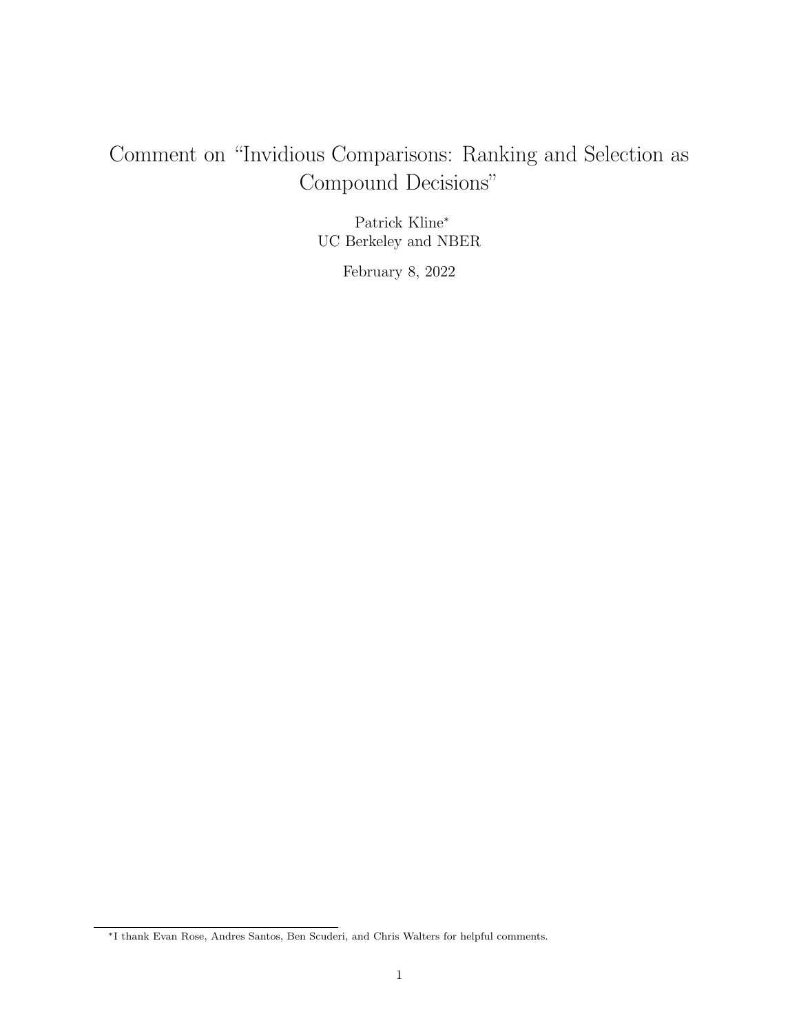# Comment on "Invidious Comparisons: Ranking and Selection as Compound Decisions"

Patrick Kline[*]
UC Berkeley and NBER

February 8, 2022

---

[*]I thank Evan Rose, Andres Santos, Ben Scuderi, and Chris Walters for helpful comments.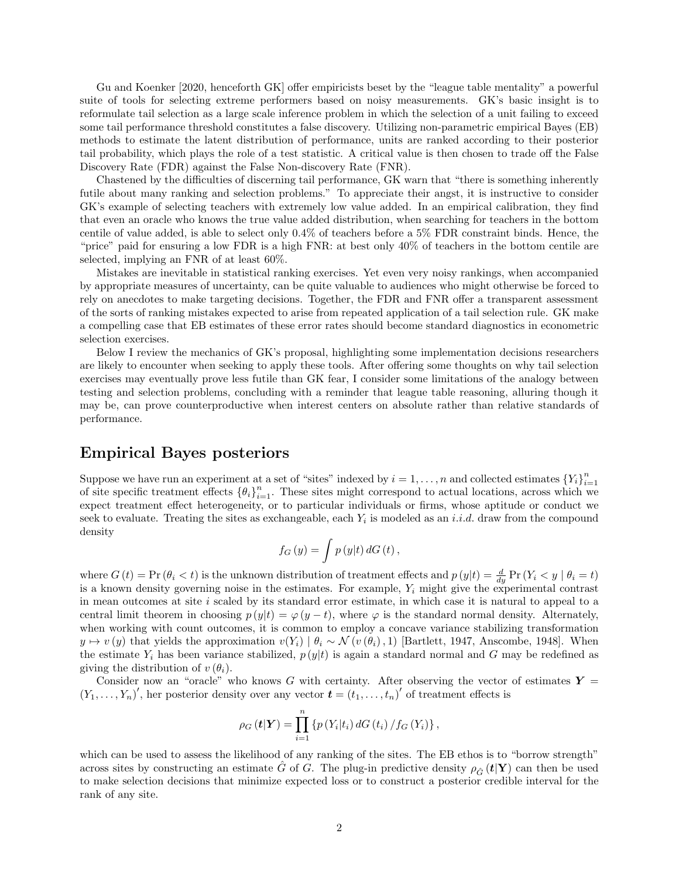Gu and Koenker [2020, henceforth GK] offer empiricists beset by the "league table mentality" a powerful suite of tools for selecting extreme performers based on noisy measurements. GK's basic insight is to reformulate tail selection as a large scale inference problem in which the selection of a unit failing to exceed some tail performance threshold constitutes a false discovery. Utilizing non-parametric empirical Bayes (EB) methods to estimate the latent distribution of performance, units are ranked according to their posterior tail probability, which plays the role of a test statistic. A critical value is then chosen to trade off the False Discovery Rate (FDR) against the False Non-discovery Rate (FNR).

Chastened by the difficulties of discerning tail performance, GK warn that "there is something inherently futile about many ranking and selection problems." To appreciate their angst, it is instructive to consider GK's example of selecting teachers with extremely low value added. In an empirical calibration, they find that even an oracle who knows the true value added distribution, when searching for teachers in the bottom centile of value added, is able to select only 0.4% of teachers before a 5% FDR constraint binds. Hence, the "price" paid for ensuring a low FDR is a high FNR: at best only 40% of teachers in the bottom centile are selected, implying an FNR of at least 60%.

Mistakes are inevitable in statistical ranking exercises. Yet even very noisy rankings, when accompanied by appropriate measures of uncertainty, can be quite valuable to audiences who might otherwise be forced to rely on anecdotes to make targeting decisions. Together, the FDR and FNR offer a transparent assessment of the sorts of ranking mistakes expected to arise from repeated application of a tail selection rule. GK make a compelling case that EB estimates of these error rates should become standard diagnostics in econometric selection exercises.

Below I review the mechanics of GK's proposal, highlighting some implementation decisions researchers are likely to encounter when seeking to apply these tools. After offering some thoughts on why tail selection exercises may eventually prove less futile than GK fear, I consider some limitations of the analogy between testing and selection problems, concluding with a reminder that league table reasoning, alluring though it may be, can prove counterproductive when interest centers on absolute rather than relative standards of performance.

## Empirical Bayes posteriors

Suppose we have run an experiment at a set of "sites" indexed by $i = 1, \ldots, n$ and collected estimates $\{Y_i\}_{i=1}^{n}$ of site specific treatment effects $\{\theta_i\}_{i=1}^{n}$. These sites might correspond to actual locations, across which we expect treatment effect heterogeneity, or to particular individuals or firms, whose aptitude or conduct we seek to evaluate. Treating the sites as exchangeable, each $Y_i$ is modeled as an *i.i.d.* draw from the compound density

$$f_G(y) = \int p(y|t)\, dG(t),$$

where $G(t) = \Pr(\theta_i < t)$ is the unknown distribution of treatment effects and $p(y|t) = \frac{d}{dy}\Pr(Y_i < y \mid \theta_i = t)$ is a known density governing noise in the estimates. For example, $Y_i$ might give the experimental contrast in mean outcomes at site $i$ scaled by its standard error estimate, in which case it is natural to appeal to a central limit theorem in choosing $p(y|t) = \varphi(y - t)$, where $\varphi$ is the standard normal density. Alternately, when working with count outcomes, it is common to employ a concave variance stabilizing transformation $y \mapsto v(y)$ that yields the approximation $v(Y_i) \mid \theta_i \sim \mathcal{N}(v(\theta_i), 1)$ [Bartlett, 1947, Anscombe, 1948]. When the estimate $Y_i$ has been variance stabilized, $p(y|t)$ is again a standard normal and $G$ may be redefined as giving the distribution of $v(\theta_i)$.

Consider now an "oracle" who knows $G$ with certainty. After observing the vector of estimates $\boldsymbol{Y} = (Y_1, \ldots, Y_n)'$, her posterior density over any vector $\boldsymbol{t} = (t_1, \ldots, t_n)'$ of treatment effects is

$$\rho_G(\boldsymbol{t}|\boldsymbol{Y}) = \prod_{i=1}^{n} \{p(Y_i|t_i)\, dG(t_i) / f_G(Y_i)\},$$

which can be used to assess the likelihood of any ranking of the sites. The EB ethos is to "borrow strength" across sites by constructing an estimate $\hat{G}$ of $G$. The plug-in predictive density $\rho_{\hat{G}}(\boldsymbol{t}|\mathbf{Y})$ can then be used to make selection decisions that minimize expected loss or to construct a posterior credible interval for the rank of any site.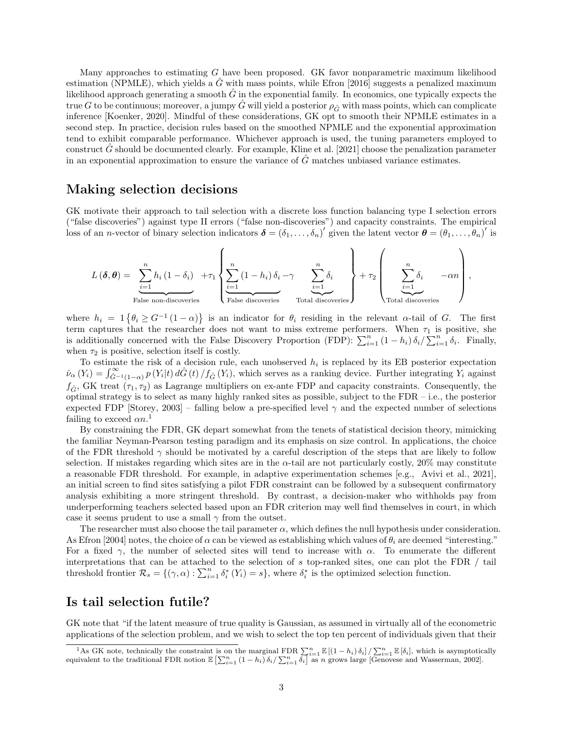Many approaches to estimating $G$ have been proposed. GK favor nonparametric maximum likelihood estimation (NPMLE), which yields a $\hat{G}$ with mass points, while Efron [2016] suggests a penalized maximum likelihood approach generating a smooth $\hat{G}$ in the exponential family. In economics, one typically expects the true $G$ to be continuous; moreover, a jumpy $\hat{G}$ will yield a posterior $\rho_{\hat{G}}$ with mass points, which can complicate inference [Koenker, 2020]. Mindful of these considerations, GK opt to smooth their NPMLE estimates in a second step. In practice, decision rules based on the smoothed NPMLE and the exponential approximation tend to exhibit comparable performance. Whichever approach is used, the tuning parameters employed to construct $\hat{G}$ should be documented clearly. For example, Kline et al. [2021] choose the penalization parameter in an exponential approximation to ensure the variance of $\hat{G}$ matches unbiased variance estimates.

## Making selection decisions

GK motivate their approach to tail selection with a discrete loss function balancing type I selection errors ("false discoveries") against type II errors ("false non-discoveries") and capacity constraints. The empirical loss of an $n$-vector of binary selection indicators $\boldsymbol{\delta} = (\delta_1, \ldots, \delta_n)'$ given the latent vector $\boldsymbol{\theta} = (\theta_1, \ldots, \theta_n)'$ is

$$L(\boldsymbol{\delta}, \boldsymbol{\theta}) = \underbrace{\sum_{i=1}^{n} h_i (1 - \delta_i)}_{\text{False non-discoveries}} + \tau_1 \left\{ \underbrace{\sum_{i=1}^{n} (1 - h_i)\, \delta_i}_{\text{False discoveries}} - \gamma \underbrace{\sum_{i=1}^{n} \delta_i}_{\text{Total discoveries}} \right\} + \tau_2 \left( \underbrace{\sum_{i=1}^{n} \delta_i}_{\text{Total discoveries}} - \alpha n \right),$$

where $h_i = 1\left\{\theta_i \geq G^{-1}(1 - \alpha)\right\}$ is an indicator for $\theta_i$ residing in the relevant $\alpha$-tail of $G$. The first term captures that the researcher does not want to miss extreme performers. When $\tau_1$ is positive, she is additionally concerned with the False Discovery Proportion (FDP): $\sum_{i=1}^{n} (1 - h_i)\, \delta_i / \sum_{i=1}^{n} \delta_i$. Finally, when $\tau_2$ is positive, selection itself is costly.

To estimate the risk of a decision rule, each unobserved $h_i$ is replaced by its EB posterior expectation $\hat{\nu}_\alpha(Y_i) = \int_{\hat{G}^{-1}(1-\alpha)}^{\infty} p(Y_i|t)\, d\hat{G}(t) / f_{\hat{G}}(Y_i)$, which serves as a ranking device. Further integrating $Y_i$ against $f_{\hat{G}}$, GK treat $(\tau_1, \tau_2)$ as Lagrange multipliers on ex-ante FDP and capacity constraints. Consequently, the optimal strategy is to select as many highly ranked sites as possible, subject to the FDR – i.e., the posterior expected FDP [Storey, 2003] – falling below a pre-specified level $\gamma$ and the expected number of selections failing to exceed $\alpha n$.[1]

By constraining the FDR, GK depart somewhat from the tenets of statistical decision theory, mimicking the familiar Neyman-Pearson testing paradigm and its emphasis on size control. In applications, the choice of the FDR threshold $\gamma$ should be motivated by a careful description of the steps that are likely to follow selection. If mistakes regarding which sites are in the $\alpha$-tail are not particularly costly, 20% may constitute a reasonable FDR threshold. For example, in adaptive experimentation schemes [e.g., Avivi et al., 2021], an initial screen to find sites satisfying a pilot FDR constraint can be followed by a subsequent confirmatory analysis exhibiting a more stringent threshold. By contrast, a decision-maker who withholds pay from underperforming teachers selected based upon an FDR criterion may well find themselves in court, in which case it seems prudent to use a small $\gamma$ from the outset.

The researcher must also choose the tail parameter $\alpha$, which defines the null hypothesis under consideration. As Efron [2004] notes, the choice of $\alpha$ can be viewed as establishing which values of $\theta_i$ are deemed "interesting." For a fixed $\gamma$, the number of selected sites will tend to increase with $\alpha$. To enumerate the different interpretations that can be attached to the selection of $s$ top-ranked sites, one can plot the FDR / tail threshold frontier $\mathcal{R}_s = \{(\gamma, \alpha) : \sum_{i=1}^{n} \delta_i^*(Y_i) = s\}$, where $\delta_i^*$ is the optimized selection function.

## Is tail selection futile?

GK note that "if the latent measure of true quality is Gaussian, as assumed in virtually all of the econometric applications of the selection problem, and we wish to select the top ten percent of individuals given that their

[1] As GK note, technically the constraint is on the marginal FDR $\sum_{i=1}^{n} \mathbb{E}\left[(1 - h_i)\, \delta_i\right] / \sum_{i=1}^{n} \mathbb{E}\left[\delta_i\right]$, which is asymptotically equivalent to the traditional FDR notion $\mathbb{E}\left[\sum_{i=1}^{n} (1 - h_i)\, \delta_i / \sum_{i=1}^{n} \delta_i\right]$ as $n$ grows large [Genovese and Wasserman, 2002].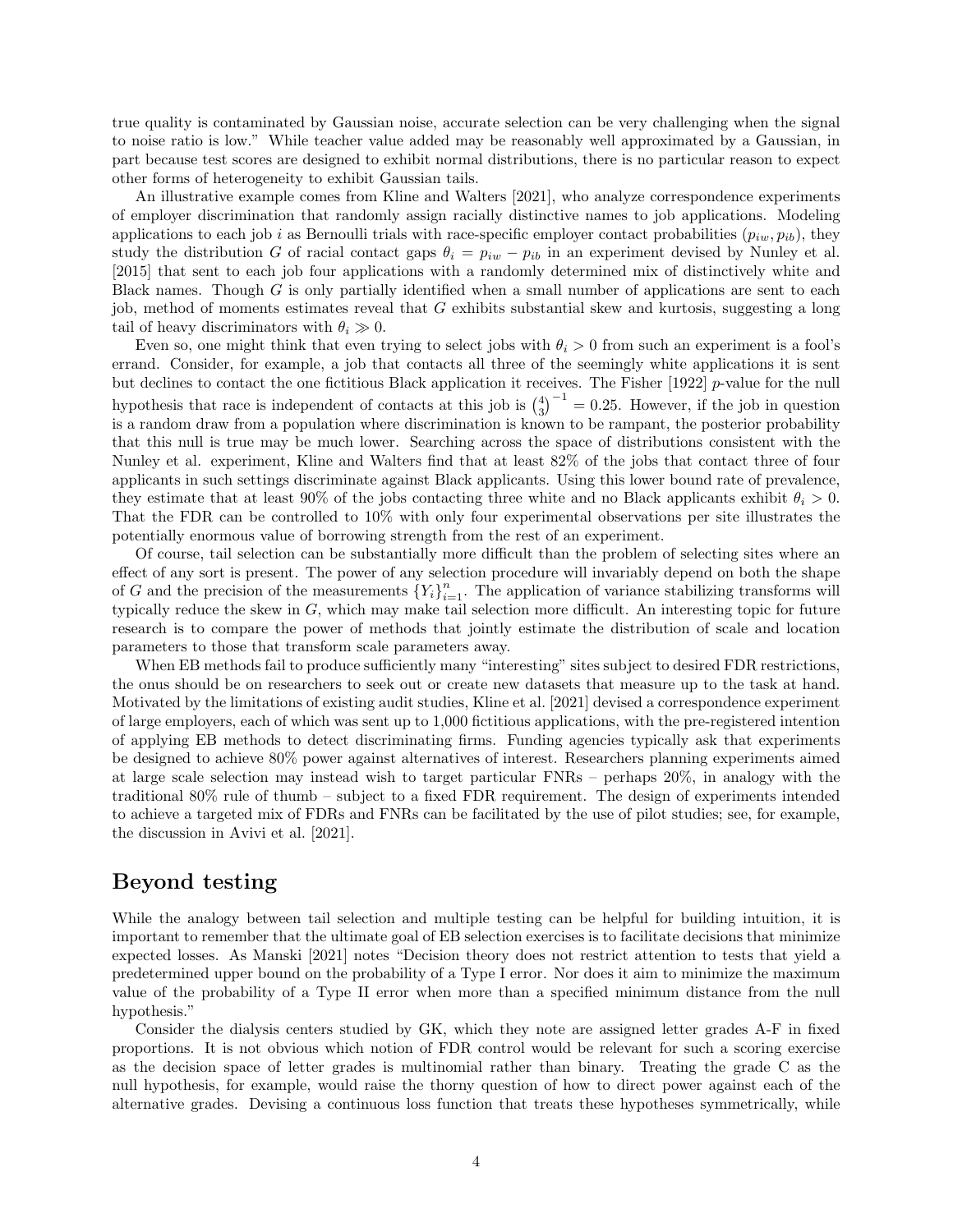true quality is contaminated by Gaussian noise, accurate selection can be very challenging when the signal to noise ratio is low." While teacher value added may be reasonably well approximated by a Gaussian, in part because test scores are designed to exhibit normal distributions, there is no particular reason to expect other forms of heterogeneity to exhibit Gaussian tails.

An illustrative example comes from Kline and Walters [2021], who analyze correspondence experiments of employer discrimination that randomly assign racially distinctive names to job applications. Modeling applications to each job $i$ as Bernoulli trials with race-specific employer contact probabilities $(p_{iw}, p_{ib})$, they study the distribution $G$ of racial contact gaps $\theta_i = p_{iw} - p_{ib}$ in an experiment devised by Nunley et al. [2015] that sent to each job four applications with a randomly determined mix of distinctively white and Black names. Though $G$ is only partially identified when a small number of applications are sent to each job, method of moments estimates reveal that $G$ exhibits substantial skew and kurtosis, suggesting a long tail of heavy discriminators with $\theta_i \gg 0$.

Even so, one might think that even trying to select jobs with $\theta_i > 0$ from such an experiment is a fool's errand. Consider, for example, a job that contacts all three of the seemingly white applications it is sent but declines to contact the one fictitious Black application it receives. The Fisher [1922] $p$-value for the null hypothesis that race is independent of contacts at this job is $\binom{4}{3}^{-1} = 0.25$. However, if the job in question is a random draw from a population where discrimination is known to be rampant, the posterior probability that this null is true may be much lower. Searching across the space of distributions consistent with the Nunley et al. experiment, Kline and Walters find that at least 82% of the jobs that contact three of four applicants in such settings discriminate against Black applicants. Using this lower bound rate of prevalence, they estimate that at least 90% of the jobs contacting three white and no Black applicants exhibit $\theta_i > 0$. That the FDR can be controlled to 10% with only four experimental observations per site illustrates the potentially enormous value of borrowing strength from the rest of an experiment.

Of course, tail selection can be substantially more difficult than the problem of selecting sites where an effect of any sort is present. The power of any selection procedure will invariably depend on both the shape of $G$ and the precision of the measurements $\{Y_i\}_{i=1}^{n}$. The application of variance stabilizing transforms will typically reduce the skew in $G$, which may make tail selection more difficult. An interesting topic for future research is to compare the power of methods that jointly estimate the distribution of scale and location parameters to those that transform scale parameters away.

When EB methods fail to produce sufficiently many "interesting" sites subject to desired FDR restrictions, the onus should be on researchers to seek out or create new datasets that measure up to the task at hand. Motivated by the limitations of existing audit studies, Kline et al. [2021] devised a correspondence experiment of large employers, each of which was sent up to 1,000 fictitious applications, with the pre-registered intention of applying EB methods to detect discriminating firms. Funding agencies typically ask that experiments be designed to achieve 80% power against alternatives of interest. Researchers planning experiments aimed at large scale selection may instead wish to target particular FNRs – perhaps 20%, in analogy with the traditional 80% rule of thumb – subject to a fixed FDR requirement. The design of experiments intended to achieve a targeted mix of FDRs and FNRs can be facilitated by the use of pilot studies; see, for example, the discussion in Avivi et al. [2021].

## Beyond testing

While the analogy between tail selection and multiple testing can be helpful for building intuition, it is important to remember that the ultimate goal of EB selection exercises is to facilitate decisions that minimize expected losses. As Manski [2021] notes "Decision theory does not restrict attention to tests that yield a predetermined upper bound on the probability of a Type I error. Nor does it aim to minimize the maximum value of the probability of a Type II error when more than a specified minimum distance from the null hypothesis."

Consider the dialysis centers studied by GK, which they note are assigned letter grades A-F in fixed proportions. It is not obvious which notion of FDR control would be relevant for such a scoring exercise as the decision space of letter grades is multinomial rather than binary. Treating the grade C as the null hypothesis, for example, would raise the thorny question of how to direct power against each of the alternative grades. Devising a continuous loss function that treats these hypotheses symmetrically, while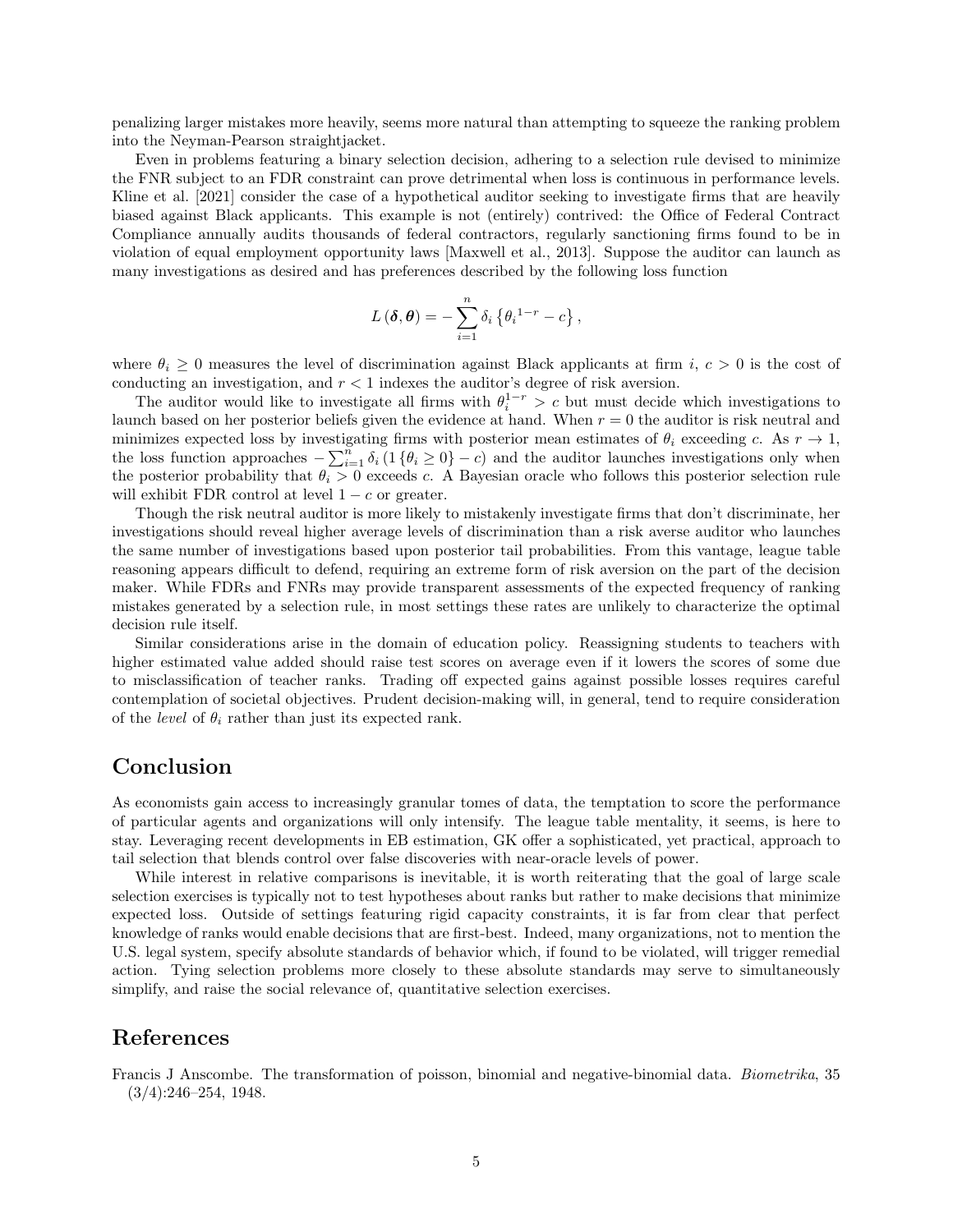penalizing larger mistakes more heavily, seems more natural than attempting to squeeze the ranking problem into the Neyman-Pearson straightjacket.

Even in problems featuring a binary selection decision, adhering to a selection rule devised to minimize the FNR subject to an FDR constraint can prove detrimental when loss is continuous in performance levels. Kline et al. [2021] consider the case of a hypothetical auditor seeking to investigate firms that are heavily biased against Black applicants. This example is not (entirely) contrived: the Office of Federal Contract Compliance annually audits thousands of federal contractors, regularly sanctioning firms found to be in violation of equal employment opportunity laws [Maxwell et al., 2013]. Suppose the auditor can launch as many investigations as desired and has preferences described by the following loss function

$$L(\boldsymbol{\delta}, \boldsymbol{\theta}) = -\sum_{i=1}^{n} \delta_i \left\{ {\theta_i}^{1-r} - c \right\},$$

where $\theta_i \geq 0$ measures the level of discrimination against Black applicants at firm $i$, $c > 0$ is the cost of conducting an investigation, and $r < 1$ indexes the auditor's degree of risk aversion.

The auditor would like to investigate all firms with $\theta_i^{1-r} > c$ but must decide which investigations to launch based on her posterior beliefs given the evidence at hand. When $r = 0$ the auditor is risk neutral and minimizes expected loss by investigating firms with posterior mean estimates of $\theta_i$ exceeding $c$. As $r \to 1$, the loss function approaches $-\sum_{i=1}^{n} \delta_i \left(1\{\theta_i \geq 0\} - c\right)$ and the auditor launches investigations only when the posterior probability that $\theta_i > 0$ exceeds $c$. A Bayesian oracle who follows this posterior selection rule will exhibit FDR control at level $1 - c$ or greater.

Though the risk neutral auditor is more likely to mistakenly investigate firms that don't discriminate, her investigations should reveal higher average levels of discrimination than a risk averse auditor who launches the same number of investigations based upon posterior tail probabilities. From this vantage, league table reasoning appears difficult to defend, requiring an extreme form of risk aversion on the part of the decision maker. While FDRs and FNRs may provide transparent assessments of the expected frequency of ranking mistakes generated by a selection rule, in most settings these rates are unlikely to characterize the optimal decision rule itself.

Similar considerations arise in the domain of education policy. Reassigning students to teachers with higher estimated value added should raise test scores on average even if it lowers the scores of some due to misclassification of teacher ranks. Trading off expected gains against possible losses requires careful contemplation of societal objectives. Prudent decision-making will, in general, tend to require consideration of the *level* of $\theta_i$ rather than just its expected rank.

## Conclusion

As economists gain access to increasingly granular tomes of data, the temptation to score the performance of particular agents and organizations will only intensify. The league table mentality, it seems, is here to stay. Leveraging recent developments in EB estimation, GK offer a sophisticated, yet practical, approach to tail selection that blends control over false discoveries with near-oracle levels of power.

While interest in relative comparisons is inevitable, it is worth reiterating that the goal of large scale selection exercises is typically not to test hypotheses about ranks but rather to make decisions that minimize expected loss. Outside of settings featuring rigid capacity constraints, it is far from clear that perfect knowledge of ranks would enable decisions that are first-best. Indeed, many organizations, not to mention the U.S. legal system, specify absolute standards of behavior which, if found to be violated, will trigger remedial action. Tying selection problems more closely to these absolute standards may serve to simultaneously simplify, and raise the social relevance of, quantitative selection exercises.

## References

Francis J Anscombe. The transformation of poisson, binomial and negative-binomial data. *Biometrika*, 35 (3/4):246–254, 1948.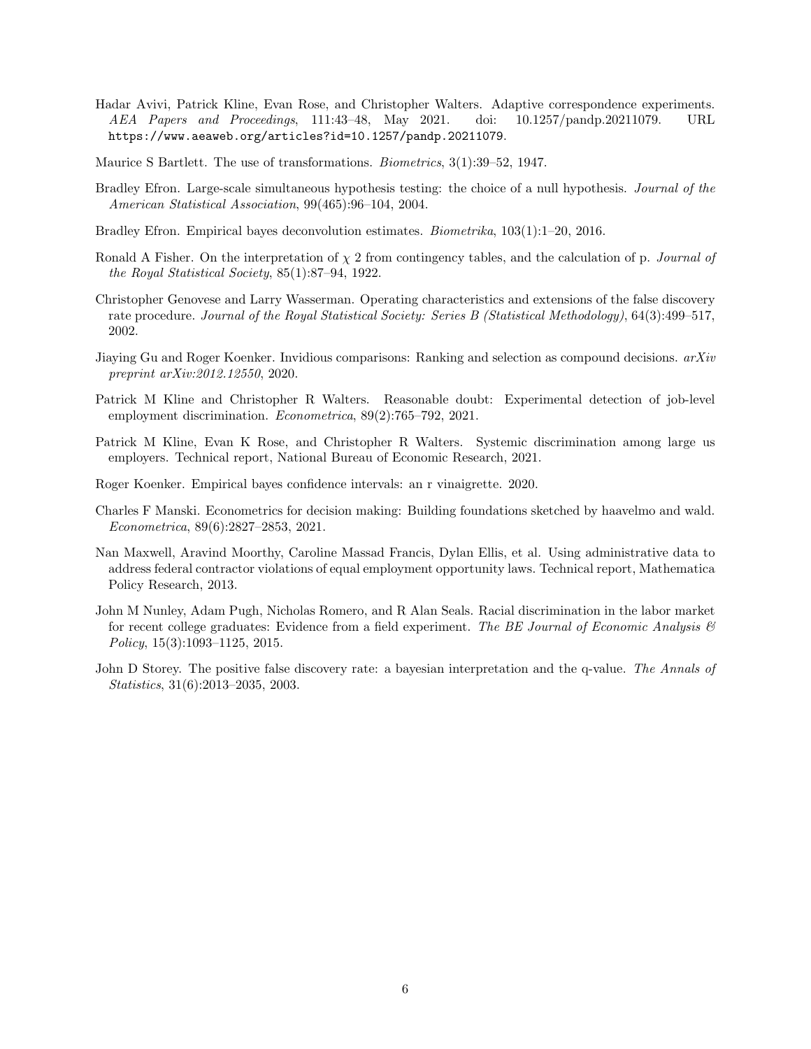Hadar Avivi, Patrick Kline, Evan Rose, and Christopher Walters. Adaptive correspondence experiments. *AEA Papers and Proceedings*, 111:43–48, May 2021. doi: 10.1257/pandp.20211079. URL https://www.aeaweb.org/articles?id=10.1257/pandp.20211079.

Maurice S Bartlett. The use of transformations. *Biometrics*, 3(1):39–52, 1947.

Bradley Efron. Large-scale simultaneous hypothesis testing: the choice of a null hypothesis. *Journal of the American Statistical Association*, 99(465):96–104, 2004.

Bradley Efron. Empirical bayes deconvolution estimates. *Biometrika*, 103(1):1–20, 2016.

Ronald A Fisher. On the interpretation of $\chi$ 2 from contingency tables, and the calculation of p. *Journal of the Royal Statistical Society*, 85(1):87–94, 1922.

Christopher Genovese and Larry Wasserman. Operating characteristics and extensions of the false discovery rate procedure. *Journal of the Royal Statistical Society: Series B (Statistical Methodology)*, 64(3):499–517, 2002.

Jiaying Gu and Roger Koenker. Invidious comparisons: Ranking and selection as compound decisions. *arXiv preprint arXiv:2012.12550*, 2020.

Patrick M Kline and Christopher R Walters. Reasonable doubt: Experimental detection of job-level employment discrimination. *Econometrica*, 89(2):765–792, 2021.

Patrick M Kline, Evan K Rose, and Christopher R Walters. Systemic discrimination among large us employers. Technical report, National Bureau of Economic Research, 2021.

Roger Koenker. Empirical bayes confidence intervals: an r vinaigrette. 2020.

Charles F Manski. Econometrics for decision making: Building foundations sketched by haavelmo and wald. *Econometrica*, 89(6):2827–2853, 2021.

Nan Maxwell, Aravind Moorthy, Caroline Massad Francis, Dylan Ellis, et al. Using administrative data to address federal contractor violations of equal employment opportunity laws. Technical report, Mathematica Policy Research, 2013.

John M Nunley, Adam Pugh, Nicholas Romero, and R Alan Seals. Racial discrimination in the labor market for recent college graduates: Evidence from a field experiment. *The BE Journal of Economic Analysis & Policy*, 15(3):1093–1125, 2015.

John D Storey. The positive false discovery rate: a bayesian interpretation and the q-value. *The Annals of Statistics*, 31(6):2013–2035, 2003.